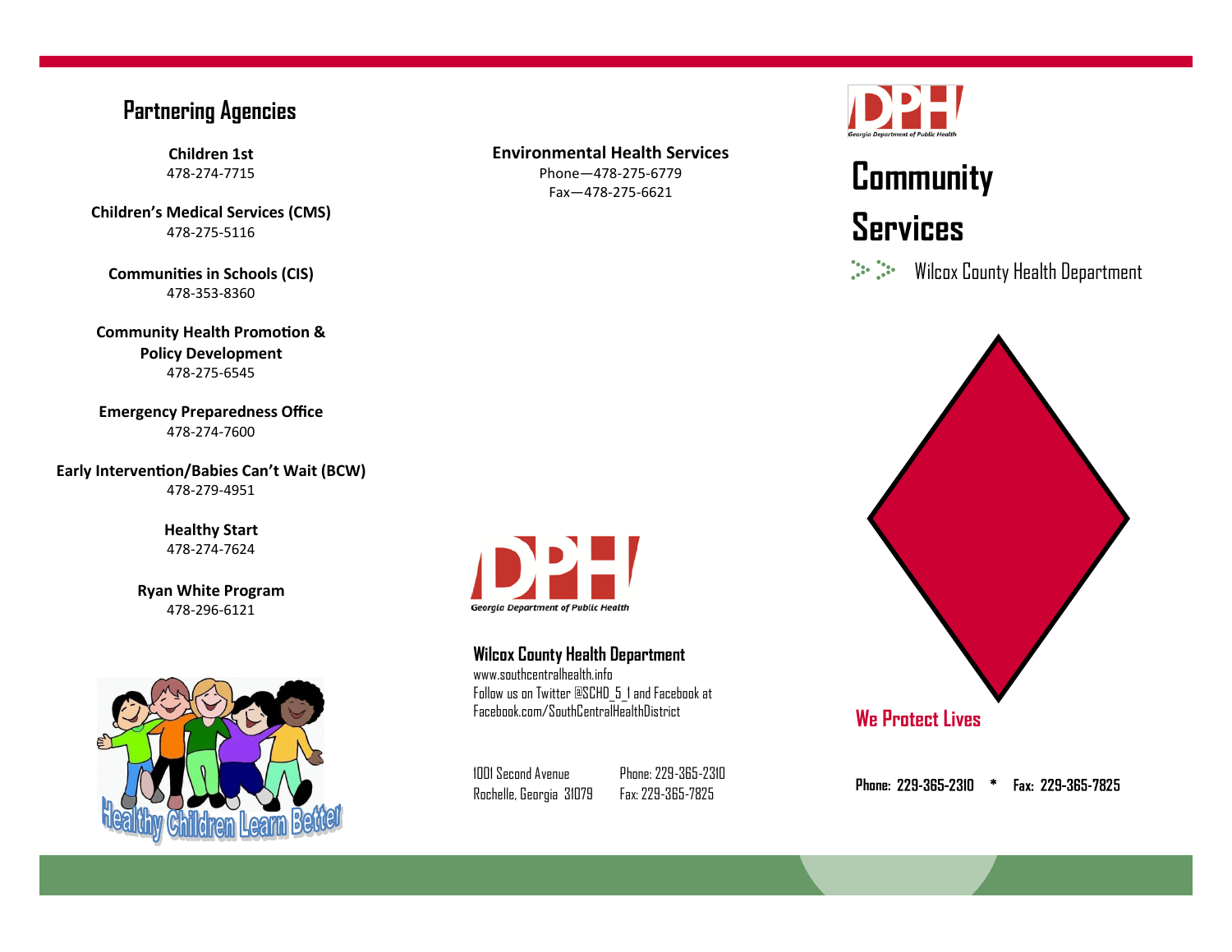## Partnering Agencies

**Children 1st**
478-274-7715

**Children's Medical Services (CMS)**
478-275-5116

**Communities in Schools (CIS)**
478-353-8360

**Community Health Promotion & Policy Development**
478-275-6545

**Emergency Preparedness Office**
478-274-7600

**Early Intervention/Babies Can't Wait (BCW)**
478-279-4951

**Healthy Start**
478-274-7624

**Ryan White Program**
478-296-6121

Healthy Children Learn Better

**Environmental Health Services**
Phone—478-275-6779
Fax—478-275-6621

Georgia Department of Public Health

**Wilcox County Health Department**
www.southcentralhealth.info
Follow us on Twitter @SCHD_5_1 and Facebook at Facebook.com/SouthCentralHealthDistrict

1001 Second Avenue
Rochelle, Georgia 31079

Phone: 229-365-2310
Fax: 229-365-7825

Georgia Department of Public Health

# Community Services

Wilcox County Health Department

**We Protect Lives**

**Phone: 229-365-2310 * Fax: 229-365-7825**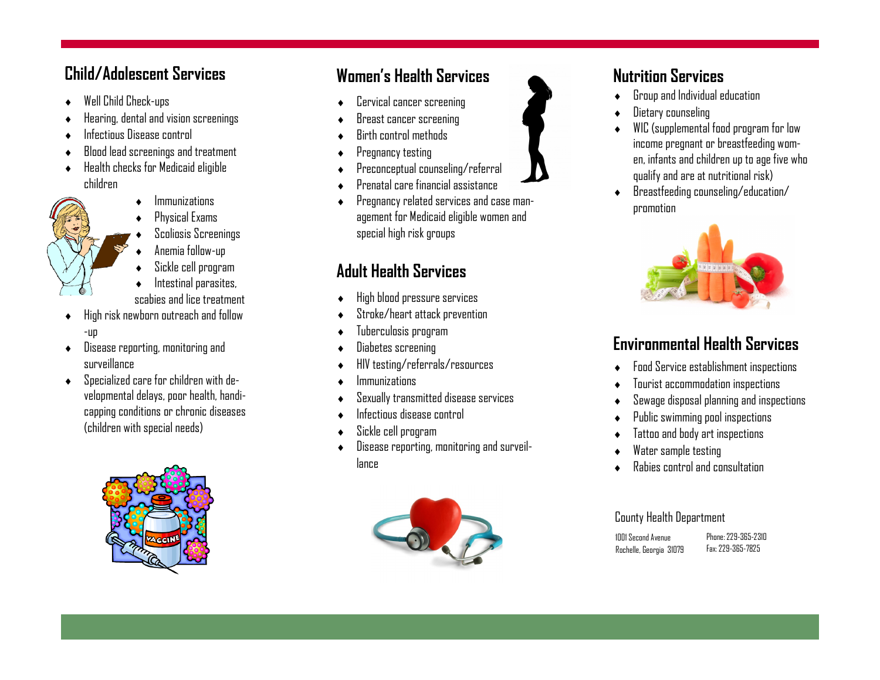## Child/Adolescent Services

- Well Child Check-ups
- Hearing, dental and vision screenings
- Infectious Disease control
- Blood lead screenings and treatment
- Health checks for Medicaid eligible children
  - Immunizations
  - Physical Exams
  - Scoliosis Screenings
  - Anemia follow-up
  - Sickle cell program
  - Intestinal parasites, scabies and lice treatment
- High risk newborn outreach and follow-up
- Disease reporting, monitoring and surveillance
- Specialized care for children with developmental delays, poor health, handicapping conditions or chronic diseases (children with special needs)

## Women's Health Services

- Cervical cancer screening
- Breast cancer screening
- Birth control methods
- Pregnancy testing
- Preconceptual counseling/referral
- Prenatal care financial assistance
- Pregnancy related services and case management for Medicaid eligible women and special high risk groups

## Adult Health Services

- High blood pressure services
- Stroke/heart attack prevention
- Tuberculosis program
- Diabetes screening
- HIV testing/referrals/resources
- Immunizations
- Sexually transmitted disease services
- Infectious disease control
- Sickle cell program
- Disease reporting, monitoring and surveillance

## Nutrition Services

- Group and Individual education
- Dietary counseling
- WIC (supplemental food program for low income pregnant or breastfeeding women, infants and children up to age five who qualify and are at nutritional risk)
- Breastfeeding counseling/education/promotion

## Environmental Health Services

- Food Service establishment inspections
- Tourist accommodation inspections
- Sewage disposal planning and inspections
- Public swimming pool inspections
- Tattoo and body art inspections
- Water sample testing
- Rabies control and consultation

County Health Department

1001 Second Avenue
Rochelle, Georgia 31079

Phone: 229-365-2310
Fax: 229-365-7825